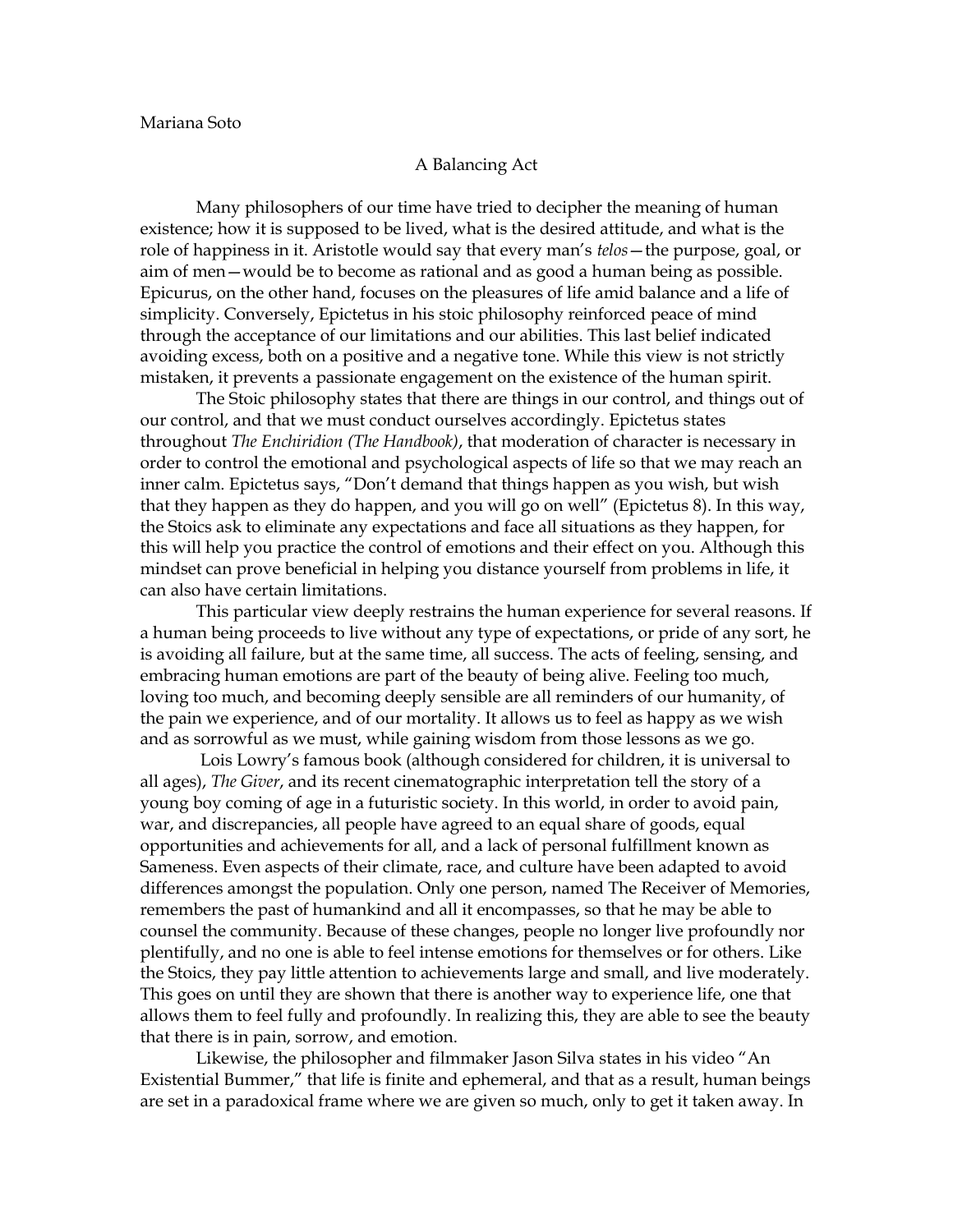Mariana Soto

# A Balancing Act

Many philosophers of our time have tried to decipher the meaning of human existence; how it is supposed to be lived, what is the desired attitude, and what is the role of happiness in it. Aristotle would say that every man's *telos*—the purpose, goal, or aim of men—would be to become as rational and as good a human being as possible. Epicurus, on the other hand, focuses on the pleasures of life amid balance and a life of simplicity. Conversely, Epictetus in his stoic philosophy reinforced peace of mind through the acceptance of our limitations and our abilities. This last belief indicated avoiding excess, both on a positive and a negative tone. While this view is not strictly mistaken, it prevents a passionate engagement on the existence of the human spirit.

The Stoic philosophy states that there are things in our control, and things out of our control, and that we must conduct ourselves accordingly. Epictetus states throughout *The Enchiridion (The Handbook)*, that moderation of character is necessary in order to control the emotional and psychological aspects of life so that we may reach an inner calm. Epictetus says, "Don't demand that things happen as you wish, but wish that they happen as they do happen, and you will go on well" (Epictetus 8). In this way, the Stoics ask to eliminate any expectations and face all situations as they happen, for this will help you practice the control of emotions and their effect on you. Although this mindset can prove beneficial in helping you distance yourself from problems in life, it can also have certain limitations.

This particular view deeply restrains the human experience for several reasons. If a human being proceeds to live without any type of expectations, or pride of any sort, he is avoiding all failure, but at the same time, all success. The acts of feeling, sensing, and embracing human emotions are part of the beauty of being alive. Feeling too much, loving too much, and becoming deeply sensible are all reminders of our humanity, of the pain we experience, and of our mortality. It allows us to feel as happy as we wish and as sorrowful as we must, while gaining wisdom from those lessons as we go.

Lois Lowry's famous book (although considered for children, it is universal to all ages), *The Giver*, and its recent cinematographic interpretation tell the story of a young boy coming of age in a futuristic society. In this world, in order to avoid pain, war, and discrepancies, all people have agreed to an equal share of goods, equal opportunities and achievements for all, and a lack of personal fulfillment known as Sameness. Even aspects of their climate, race, and culture have been adapted to avoid differences amongst the population. Only one person, named The Receiver of Memories, remembers the past of humankind and all it encompasses, so that he may be able to counsel the community. Because of these changes, people no longer live profoundly nor plentifully, and no one is able to feel intense emotions for themselves or for others. Like the Stoics, they pay little attention to achievements large and small, and live moderately. This goes on until they are shown that there is another way to experience life, one that allows them to feel fully and profoundly. In realizing this, they are able to see the beauty that there is in pain, sorrow, and emotion.

Likewise, the philosopher and filmmaker Jason Silva states in his video "An Existential Bummer," that life is finite and ephemeral, and that as a result, human beings are set in a paradoxical frame where we are given so much, only to get it taken away. In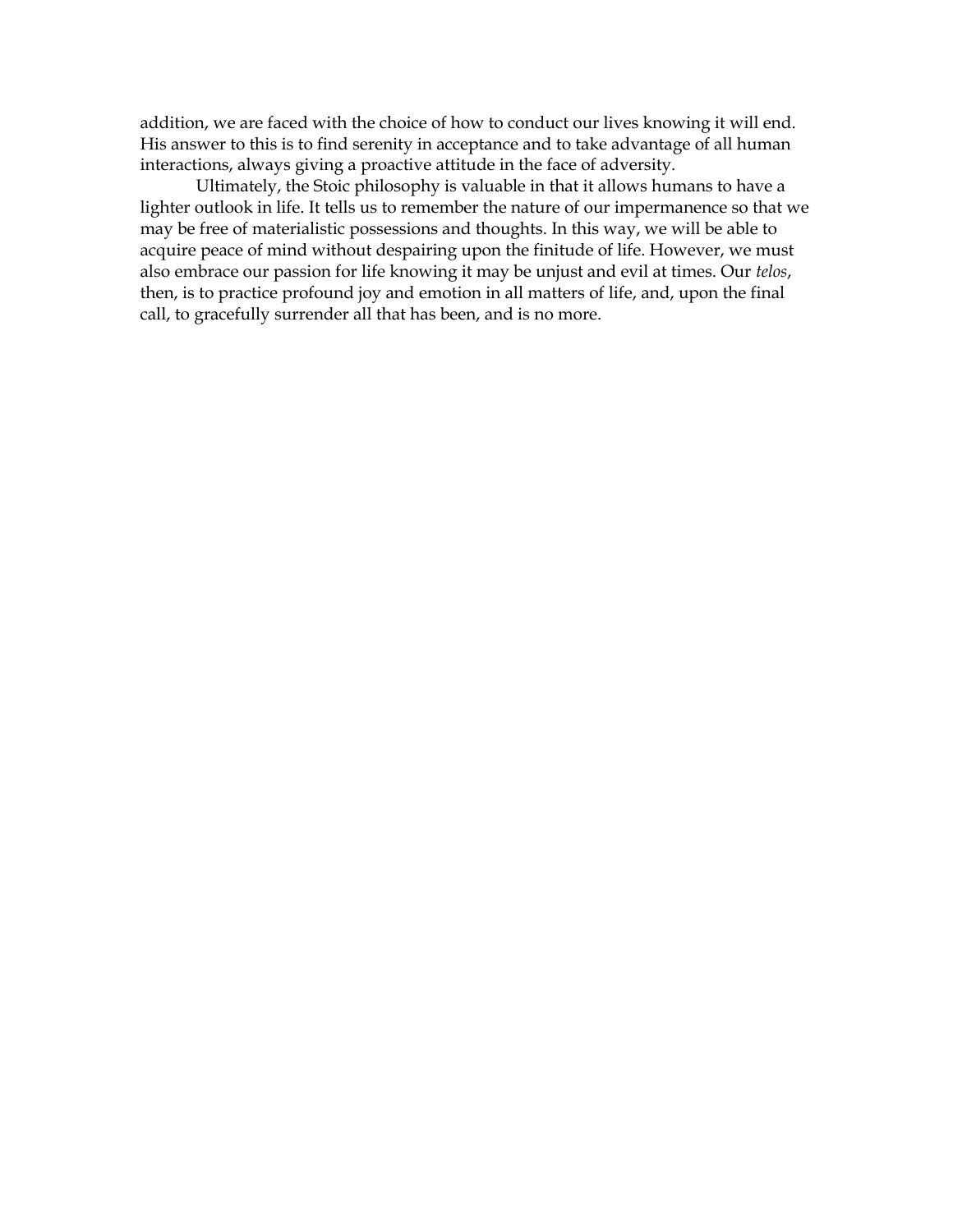addition, we are faced with the choice of how to conduct our lives knowing it will end. His answer to this is to find serenity in acceptance and to take advantage of all human interactions, always giving a proactive attitude in the face of adversity.

Ultimately, the Stoic philosophy is valuable in that it allows humans to have a lighter outlook in life. It tells us to remember the nature of our impermanence so that we may be free of materialistic possessions and thoughts. In this way, we will be able to acquire peace of mind without despairing upon the finitude of life. However, we must also embrace our passion for life knowing it may be unjust and evil at times. Our *telos*, then, is to practice profound joy and emotion in all matters of life, and, upon the final call, to gracefully surrender all that has been, and is no more.